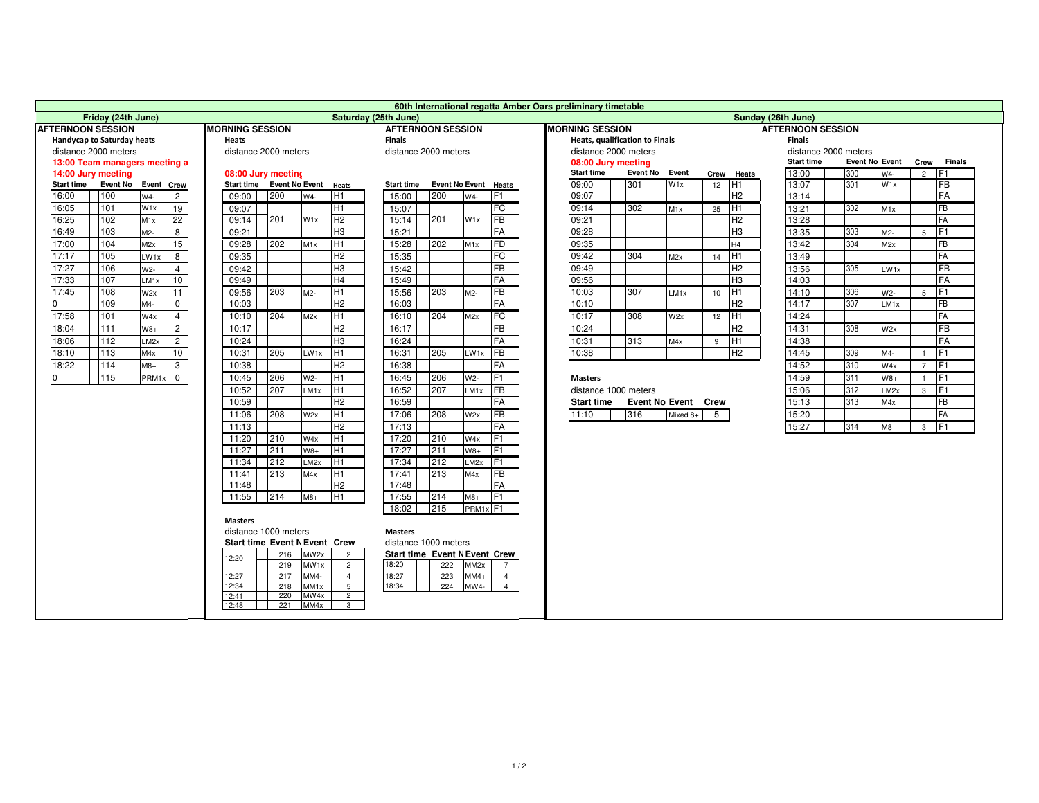# 60th International regatta Amber Oars preliminary timetable

## Friday (24th June)

### AFTERNOON SESSION

**Handycap to Saturday heats**

distance 2000 meters

**13:00 Team managers meeting a**

**14:00 Jury meeting**

| Start time | Event No | Event | Crew |
|---|---|---|---|
| 16:00 | 100 | W4- | 2 |
| 16:05 | 101 | W1x | 19 |
| 16:25 | 102 | M1x | 22 |
| 16:49 | 103 | M2- | 8 |
| 17:00 | 104 | M2x | 15 |
| 17:17 | 105 | LW1x | 8 |
| 17:27 | 106 | W2- | 4 |
| 17:33 | 107 | LM1x | 10 |
| 17:45 | 108 | W2x | 11 |
| 0 | 109 | M4- | 0 |
| 17:58 | 101 | W4x | 4 |
| 18:04 | 111 | W8+ | 2 |
| 18:06 | 112 | LM2x | 2 |
| 18:10 | 113 | M4x | 10 |
| 18:22 | 114 | M8+ | 3 |
| 0 | 115 | PRM1x | 0 |

## Saturday (25th June)

### MORNING SESSION

**Heats**

distance 2000 meters

**08:00 Jury meeting**

| Start time | Event No | Event | Heats |
|---|---|---|---|
| 09:00 | 200 | W4- | H1 |
| 09:07 | | | H1 |
| 09:14 | 201 | W1x | H2 |
| 09:21 | | | H3 |
| 09:28 | 202 | M1x | H1 |
| 09:35 | | | H2 |
| 09:42 | | | H3 |
| 09:49 | | | H4 |
| 09:56 | 203 | M2- | H1 |
| 10:03 | | | H2 |
| 10:10 | 204 | M2x | H1 |
| 10:17 | | | H2 |
| 10:24 | | | H3 |
| 10:31 | 205 | LW1x | H1 |
| 10:38 | | | H2 |
| 10:45 | 206 | W2- | H1 |
| 10:52 | 207 | LM1x | H1 |
| 10:59 | | | H2 |
| 11:06 | 208 | W2x | H1 |
| 11:13 | | | H2 |
| 11:20 | 210 | W4x | H1 |
| 11:27 | 211 | W8+ | H1 |
| 11:34 | 212 | LM2x | H1 |
| 11:41 | 213 | M4x | H1 |
| 11:48 | | | H2 |
| 11:55 | 214 | M8+ | H1 |

**Masters**

distance 1000 meters

| Start time | Event No | Event | Crew |
|---|---|---|---|
| 12:20 | 216 | MW2x | 2 |
| | 219 | MW1x | 2 |
| 12:27 | 217 | MM4- | 4 |
| 12:34 | 218 | MM1x | 5 |
| 12:41 | 220 | MW4x | 2 |
| 12:48 | 221 | MM4x | 3 |

### AFTERNOON SESSION

**Finals**

distance 2000 meters

| Start time | Event No | Event | Heats |
|---|---|---|---|
| 15:00 | 200 | W4- | F1 |
| 15:07 | | | FC |
| 15:14 | 201 | W1x | FB |
| 15:21 | | | FA |
| 15:28 | 202 | M1x | FD |
| 15:35 | | | FC |
| 15:42 | | | FB |
| 15:49 | | | FA |
| 15:56 | 203 | M2- | FB |
| 16:03 | | | FA |
| 16:10 | 204 | M2x | FC |
| 16:17 | | | FB |
| 16:24 | | | FA |
| 16:31 | 205 | LW1x | FB |
| 16:38 | | | FA |
| 16:45 | 206 | W2- | F1 |
| 16:52 | 207 | LM1x | FB |
| 16:59 | | | FA |
| 17:06 | 208 | W2x | FB |
| 17:13 | | | FA |
| 17:20 | 210 | W4x | F1 |
| 17:27 | 211 | W8+ | F1 |
| 17:34 | 212 | LM2x | F1 |
| 17:41 | 213 | M4x | FB |
| 17:48 | | | FA |
| 17:55 | 214 | M8+ | F1 |
| 18:02 | 215 | PRM1x | F1 |

**Masters**

distance 1000 meters

| Start time | Event No | Event | Crew |
|---|---|---|---|
| 18:20 | 222 | MM2x | 7 |
| 18:27 | 223 | MM4+ | 4 |
| 18:34 | 224 | MW4- | 4 |

## Sunday (26th June)

### MORNING SESSION

**Heats, qualification to Finals**

distance 2000 meters

**08:00 Jury meeting**

| Start time | Event No | Event | Crew | Heats |
|---|---|---|---|---|
| 09:00 | 301 | W1x | 12 | H1 |
| 09:07 | | | | H2 |
| 09:14 | 302 | M1x | 25 | H1 |
| 09:21 | | | | H2 |
| 09:28 | | | | H3 |
| 09:35 | | | | H4 |
| 09:42 | 304 | M2x | 14 | H1 |
| 09:49 | | | | H2 |
| 09:56 | | | | H3 |
| 10:03 | 307 | LM1x | 10 | H1 |
| 10:10 | | | | H2 |
| 10:17 | 308 | W2x | 12 | H1 |
| 10:24 | | | | H2 |
| 10:31 | 313 | M4x | 9 | H1 |
| 10:38 | | | | H2 |

**Masters**

distance 1000 meters

| Start time | Event No | Event | Crew |
|---|---|---|---|
| 11:10 | 316 | Mixed 8+ | 5 |

### AFTERNOON SESSION

**Finals**

distance 2000 meters

| Start time | Event No | Event | Crew | Finals |
|---|---|---|---|---|
| 13:00 | 300 | W4- | 2 | F1 |
| 13:07 | 301 | W1x | | FB |
| 13:14 | | | | FA |
| 13:21 | 302 | M1x | | FB |
| 13:28 | | | | FA |
| 13:35 | 303 | M2- | 5 | F1 |
| 13:42 | 304 | M2x | | FB |
| 13:49 | | | | FA |
| 13:56 | 305 | LW1x | | FB |
| 14:03 | | | | FA |
| 14:10 | 306 | W2- | 5 | F1 |
| 14:17 | 307 | LM1x | | FB |
| 14:24 | | | | FA |
| 14:31 | 308 | W2x | | FB |
| 14:38 | | | | FA |
| 14:45 | 309 | M4- | 1 | F1 |
| 14:52 | 310 | W4x | 7 | F1 |
| 14:59 | 311 | W8+ | 1 | F1 |
| 15:06 | 312 | LM2x | 3 | F1 |
| 15:13 | 313 | M4x | | FB |
| 15:20 | | | | FA |
| 15:27 | 314 | M8+ | 3 | F1 |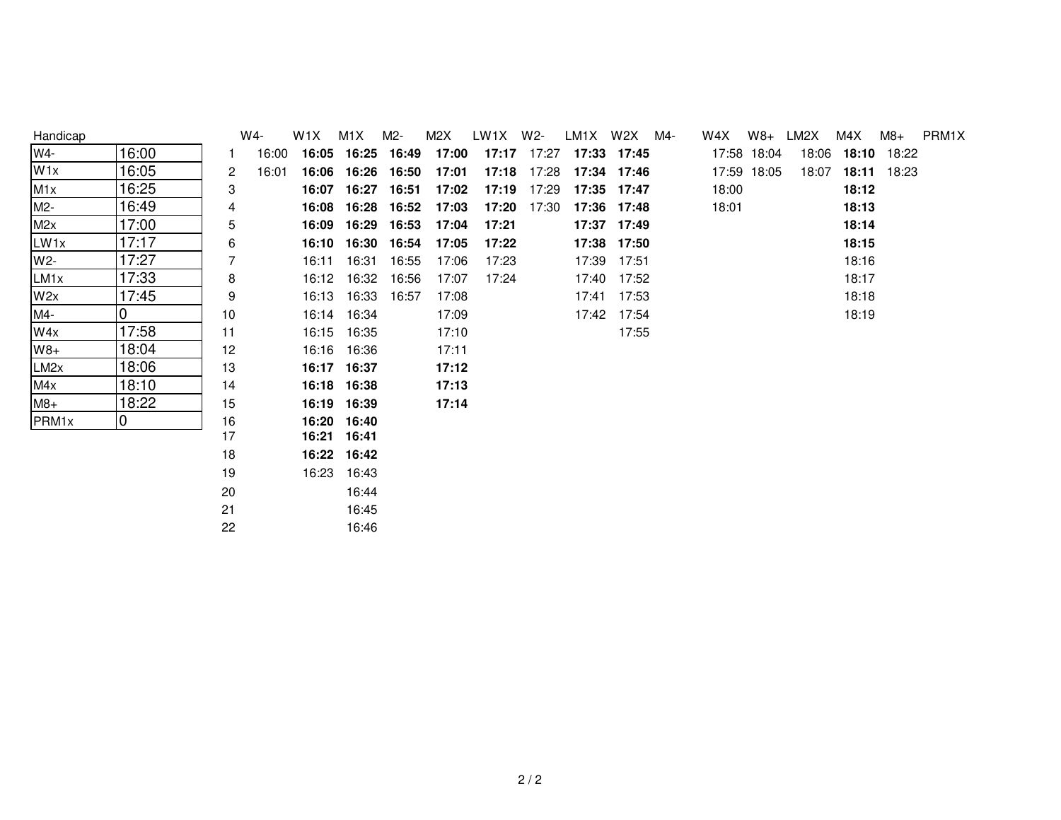| Handicap | |
|---|---|
| W4- | 16:00 |
| W1x | 16:05 |
| M1x | 16:25 |
| M2- | 16:49 |
| M2x | 17:00 |
| LW1x | 17:17 |
| W2- | 17:27 |
| LM1x | 17:33 |
| W2x | 17:45 |
| M4- | 0 |
| W4x | 17:58 |
| W8+ | 18:04 |
| LM2x | 18:06 |
| M4x | 18:10 |
| M8+ | 18:22 |
| PRM1x | 0 |

| | W4- | W1X | M1X | M2- | M2X | LW1X | W2- | LM1X | W2X | M4- | W4X | W8+ | LM2X | M4X | M8+ | PRM1X |
|---|---|---|---|---|---|---|---|---|---|---|---|---|---|---|---|---|
| 1 | 16:00 | **16:05** | **16:25** | **16:49** | **17:00** | **17:17** | 17:27 | **17:33** | **17:45** | | 17:58 | 18:04 | 18:06 | **18:10** | 18:22 | |
| 2 | 16:01 | **16:06** | **16:26** | **16:50** | **17:01** | **17:18** | 17:28 | **17:34** | **17:46** | | 17:59 | 18:05 | 18:07 | **18:11** | 18:23 | |
| 3 | | **16:07** | **16:27** | **16:51** | **17:02** | **17:19** | 17:29 | **17:35** | **17:47** | | 18:00 | | | **18:12** | | |
| 4 | | **16:08** | **16:28** | **16:52** | **17:03** | **17:20** | 17:30 | **17:36** | **17:48** | | 18:01 | | | **18:13** | | |
| 5 | | **16:09** | **16:29** | **16:53** | **17:04** | **17:21** | | **17:37** | **17:49** | | | | | **18:14** | | |
| 6 | | **16:10** | **16:30** | **16:54** | **17:05** | **17:22** | | **17:38** | **17:50** | | | | | **18:15** | | |
| 7 | | 16:11 | 16:31 | 16:55 | 17:06 | 17:23 | | 17:39 | 17:51 | | | | | 18:16 | | |
| 8 | | 16:12 | 16:32 | 16:56 | 17:07 | 17:24 | | 17:40 | 17:52 | | | | | 18:17 | | |
| 9 | | 16:13 | 16:33 | 16:57 | 17:08 | | | 17:41 | 17:53 | | | | | 18:18 | | |
| 10 | | 16:14 | 16:34 | | 17:09 | | | 17:42 | 17:54 | | | | | 18:19 | | |
| 11 | | 16:15 | 16:35 | | 17:10 | | | | 17:55 | | | | | | | |
| 12 | | 16:16 | 16:36 | | 17:11 | | | | | | | | | | | |
| 13 | | **16:17** | **16:37** | | **17:12** | | | | | | | | | | | |
| 14 | | **16:18** | **16:38** | | **17:13** | | | | | | | | | | | |
| 15 | | **16:19** | **16:39** | | **17:14** | | | | | | | | | | | |
| 16 | | **16:20** | **16:40** | | | | | | | | | | | | | |
| 17 | | **16:21** | **16:41** | | | | | | | | | | | | | |
| 18 | | **16:22** | **16:42** | | | | | | | | | | | | | |
| 19 | | 16:23 | 16:43 | | | | | | | | | | | | | |
| 20 | | | 16:44 | | | | | | | | | | | | | |
| 21 | | | 16:45 | | | | | | | | | | | | | |
| 22 | | | 16:46 | | | | | | | | | | | | | |